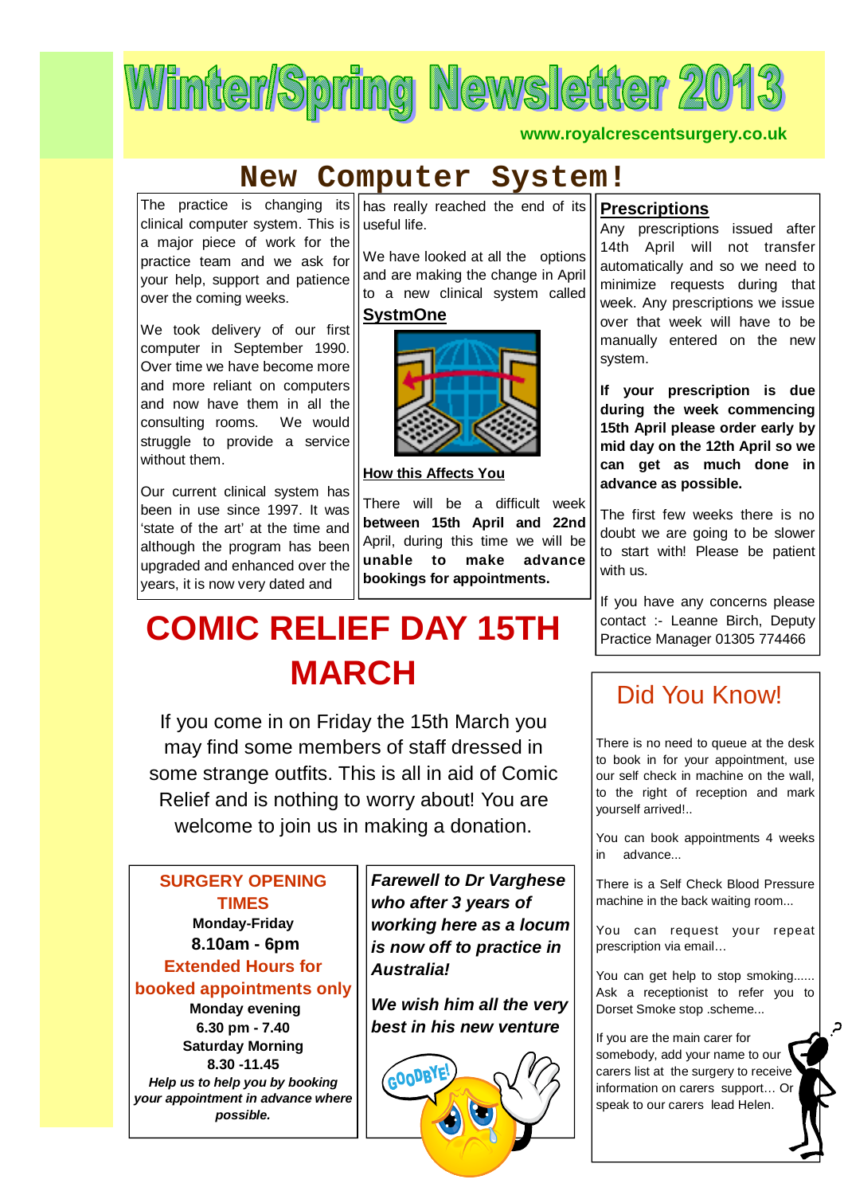# Winter/Spring Newsletter 2013

www.royalcrescentsurgery.co.uk

## New Computer System!

The practice is changing its clinical computer system. This is a major piece of work for the practice team and we ask for your help, support and patience over the coming weeks.

We took delivery of our first computer in September 1990. Over time we have become more and more reliant on computers and now have them in all the consulting rooms. We would struggle to provide a service without them.

Our current clinical system has been in use since 1997. It was 'state of the art' at the time and although the program has been upgraded and enhanced over the years, it is now very dated and has really reached the end of its useful life.

We have looked at all the options and are making the change in April to a new clinical system called **SystmOne**

**How this Affects You**

There will be a difficult week **between 15th April and 22nd** April, during this time we will be **unable to make advance bookings for appointments.**

### Prescriptions

Any prescriptions issued after 14th April will not transfer automatically and so we need to minimize requests during that week. Any prescriptions we issue over that week will have to be manually entered on the new system.

**If your prescription is due during the week commencing 15th April please order early by mid day on the 12th April so we can get as much done in advance as possible.**

The first few weeks there is no doubt we are going to be slower to start with! Please be patient with us.

If you have any concerns please contact :- Leanne Birch, Deputy Practice Manager 01305 774466

## COMIC RELIEF DAY 15TH MARCH

If you come in on Friday the 15th March you may find some members of staff dressed in some strange outfits. This is all in aid of Comic Relief and is nothing to worry about! You are welcome to join us in making a donation.

### SURGERY OPENING TIMES

**Monday-Friday**

**8.10am - 6pm**

**Extended Hours for booked appointments only**

**Monday evening**

**6.30 pm - 7.40**

**Saturday Morning**

**8.30 -11.45**

***Help us to help you by booking your appointment in advance where possible.***

***Farewell to Dr Varghese who after 3 years of working here as a locum is now off to practice in Australia!***

***We wish him all the very best in his new venture***

## Did You Know!

There is no need to queue at the desk to book in for your appointment, use our self check in machine on the wall, to the right of reception and mark yourself arrived!..

You can book appointments 4 weeks in advance...

There is a Self Check Blood Pressure machine in the back waiting room...

You can request your repeat prescription via email…

You can get help to stop smoking...... Ask a receptionist to refer you to Dorset Smoke stop .scheme...

If you are the main carer for somebody, add your name to our carers list at the surgery to receive information on carers support… Or speak to our carers lead Helen.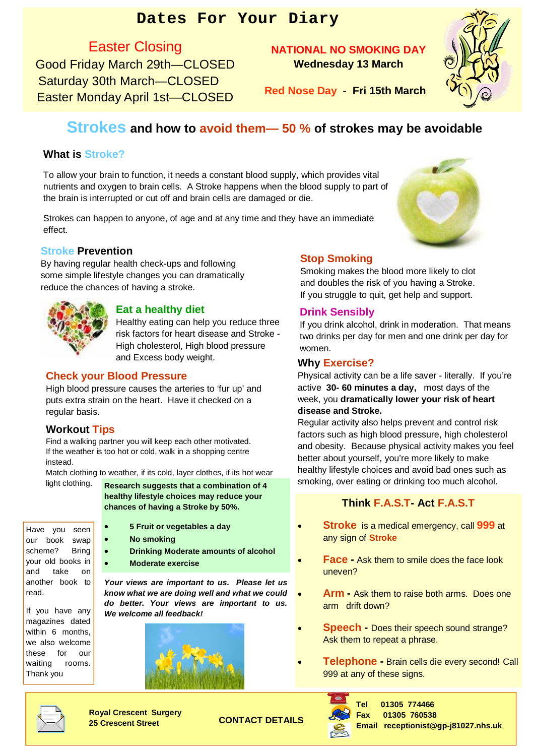# Dates For Your Diary

## Easter Closing

Good Friday March 29th—CLOSED

Saturday 30th March—CLOSED

Easter Monday April 1st—CLOSED

**NATIONAL NO SMOKING DAY**

**Wednesday 13 March**

**Red Nose Day - Fri 15th March**

## Strokes and how to avoid them— 50 % of strokes may be avoidable

### What is Stroke?

To allow your brain to function, it needs a constant blood supply, which provides vital nutrients and oxygen to brain cells. A Stroke happens when the blood supply to part of the brain is interrupted or cut off and brain cells are damaged or die.

Strokes can happen to anyone, of age and at any time and they have an immediate effect.

### Stroke Prevention

By having regular health check-ups and following some simple lifestyle changes you can dramatically reduce the chances of having a stroke.

### Eat a healthy diet

Healthy eating can help you reduce three risk factors for heart disease and Stroke - High cholesterol, High blood pressure and Excess body weight.

### Check your Blood Pressure

High blood pressure causes the arteries to 'fur up' and puts extra strain on the heart. Have it checked on a regular basis.

### Workout Tips

Find a walking partner you will keep each other motivated.
If the weather is too hot or cold, walk in a shopping centre instead.
Match clothing to weather, if its cold, layer clothes, if its hot wear light clothing.

**Research suggests that a combination of 4 healthy lifestyle choices may reduce your chances of having a Stroke by 50%.**

- **5 Fruit or vegetables a day**
- **No smoking**
- **Drinking Moderate amounts of alcohol**
- **Moderate exercise**

***Your views are important to us. Please let us know what we are doing well and what we could do better. Your views are important to us. We welcome all feedback!***

Have you seen our book swap scheme? Bring your old books in and take on another book to read.

If you have any magazines dated within 6 months, we also welcome these for our waiting rooms. Thank you

### Stop Smoking

Smoking makes the blood more likely to clot and doubles the risk of you having a Stroke. If you struggle to quit, get help and support.

### Drink Sensibly

If you drink alcohol, drink in moderation. That means two drinks per day for men and one drink per day for women.

### Why Exercise?

Physical activity can be a life saver - literally. If you're active **30- 60 minutes a day,** most days of the week, you **dramatically lower your risk of heart disease and Stroke.**

Regular activity also helps prevent and control risk factors such as high blood pressure, high cholesterol and obesity. Because physical activity makes you feel better about yourself, you're more likely to make healthy lifestyle choices and avoid bad ones such as smoking, over eating or drinking too much alcohol.

### Think F.A.S.T- Act F.A.S.T

- **Stroke** is a medical emergency, call **999** at any sign of **Stroke**
- **Face -** Ask them to smile does the face look uneven?
- **Arm -** Ask them to raise both arms. Does one arm drift down?
- **Speech -** Does their speech sound strange? Ask them to repeat a phrase.
- **Telephone -** Brain cells die every second! Call 999 at any of these signs.

**Royal Crescent Surgery**
**25 Crescent Street**

**CONTACT DETAILS**

**Tel 01305 774466**
**Fax 01305 760538**
**Email receptionist@gp-j81027.nhs.uk**